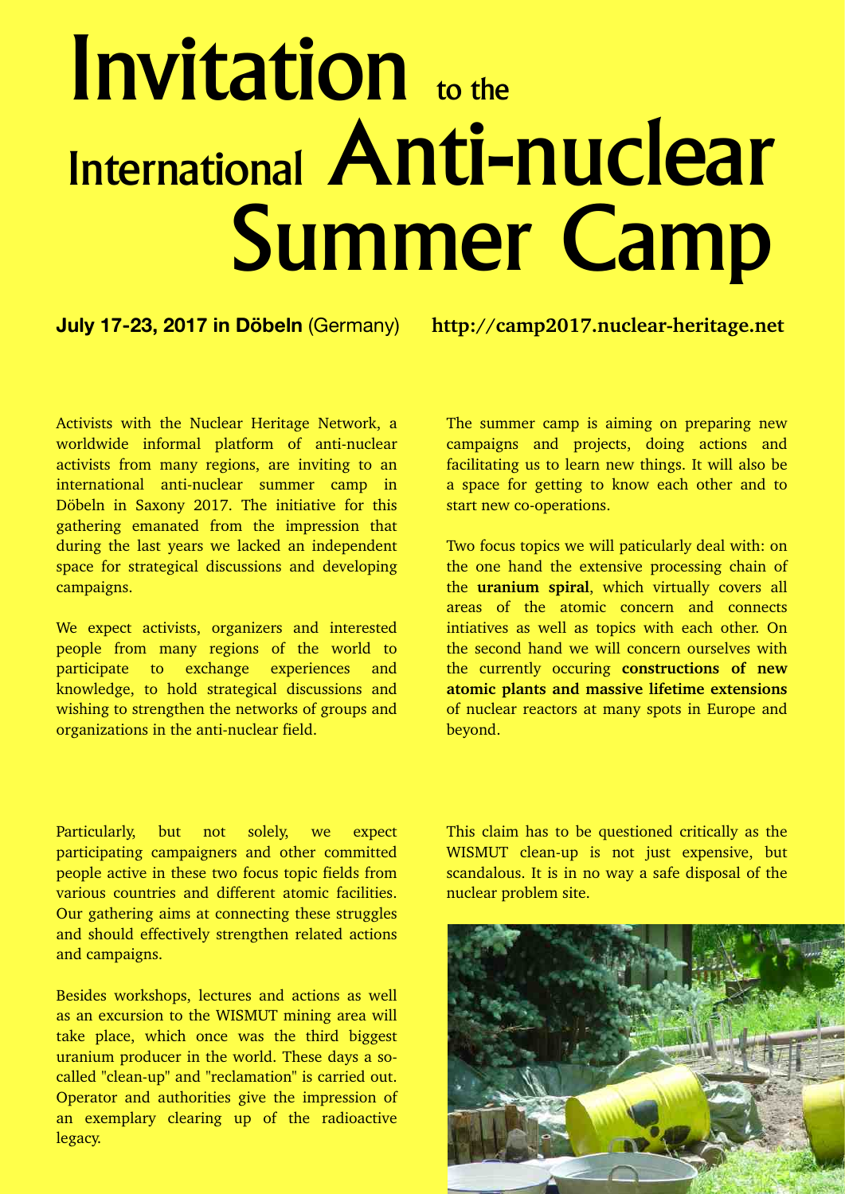# Invitation to the International Anti-nuclear Summer Camp

**July 17-23, 2017 in Döbeln** (Germany) **http://camp2017.nuclear-heritage.net**

Activists with the Nuclear Heritage Network, a worldwide informal platform of anti-nuclear activists from many regions, are inviting to an international anti-nuclear summer camp in Döbeln in Saxony 2017. The initiative for this gathering emanated from the impression that during the last years we lacked an independent space for strategical discussions and developing campaigns.

We expect activists, organizers and interested people from many regions of the world to participate to exchange experiences and knowledge, to hold strategical discussions and wishing to strengthen the networks of groups and organizations in the anti-nuclear field.

The summer camp is aiming on preparing new campaigns and projects, doing actions and facilitating us to learn new things. It will also be a space for getting to know each other and to start new co-operations.

Two focus topics we will paticularly deal with: on the one hand the extensive processing chain of the **uranium spiral**, which virtually covers all areas of the atomic concern and connects intiatives as well as topics with each other. On the second hand we will concern ourselves with the currently occuring **constructions of new atomic plants and massive lifetime extensions** of nuclear reactors at many spots in Europe and beyond.

Particularly, but not solely, we expect participating campaigners and other committed people active in these two focus topic fields from various countries and different atomic facilities. Our gathering aims at connecting these struggles and should effectively strengthen related actions and campaigns.

Besides workshops, lectures and actions as well as an excursion to the WISMUT mining area will take place, which once was the third biggest uranium producer in the world. These days a so-called "clean-up" and "reclamation" is carried out. Operator and authorities give the impression of an exemplary clearing up of the radioactive legacy.

This claim has to be questioned critically as the WISMUT clean-up is not just expensive, but scandalous. It is in no way a safe disposal of the nuclear problem site.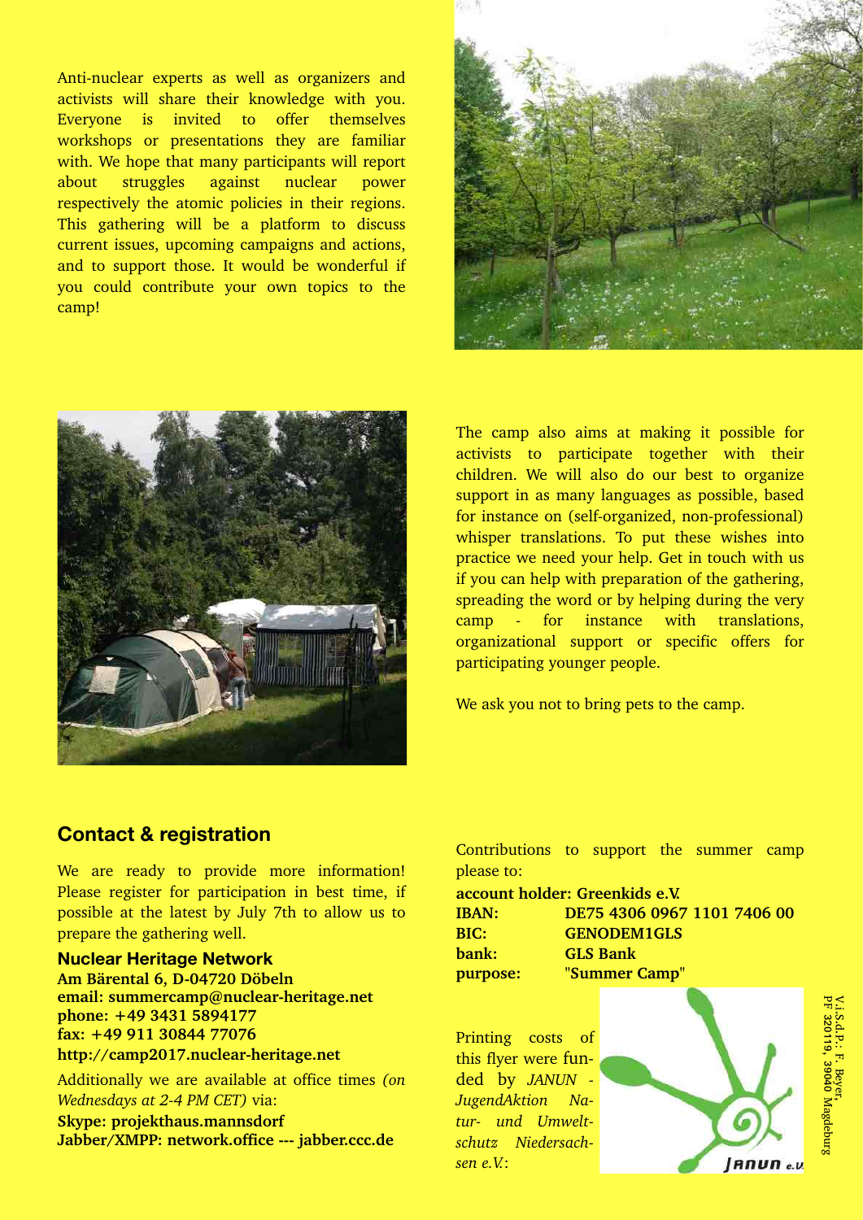Anti-nuclear experts as well as organizers and activists will share their knowledge with you. Everyone is invited to offer themselves workshops or presentations they are familiar with. We hope that many participants will report about struggles against nuclear power respectively the atomic policies in their regions. This gathering will be a platform to discuss current issues, upcoming campaigns and actions, and to support those. It would be wonderful if you could contribute your own topics to the camp!

The camp also aims at making it possible for activists to participate together with their children. We will also do our best to organize support in as many languages as possible, based for instance on (self-organized, non-professional) whisper translations. To put these wishes into practice we need your help. Get in touch with us if you can help with preparation of the gathering, spreading the word or by helping during the very camp - for instance with translations, organizational support or specific offers for participating younger people.

We ask you not to bring pets to the camp.

## Contact & registration

We are ready to provide more information! Please register for participation in best time, if possible at the latest by July 7th to allow us to prepare the gathering well.

**Nuclear Heritage Network**
**Am Bärental 6, D-04720 Döbeln**
**email: summercamp@nuclear-heritage.net**
**phone: +49 3431 5894177**
**fax: +49 911 30844 77076**
**http://camp2017.nuclear-heritage.net**

Additionally we are available at office times *(on Wednesdays at 2-4 PM CET)* via:
**Skype: projekthaus.mannsdorf**
**Jabber/XMPP: network.office --- jabber.ccc.de**

Contributions to support the summer camp please to:

**account holder: Greenkids e.V.**

| | |
|---|---|
| **IBAN:** | **DE75 4306 0967 1101 7406 00** |
| **BIC:** | **GENODEM1GLS** |
| **bank:** | **GLS Bank** |
| **purpose:** | "**Summer Camp**" |

Printing costs of this flyer were funded by *JANUN - JugendAktion Natur- und Umweltschutz Niedersachsen e.V.*:

JANUN e.V.

V.i.S.d.P.: F. Beyer, PF 320119, 39040 Magdeburg